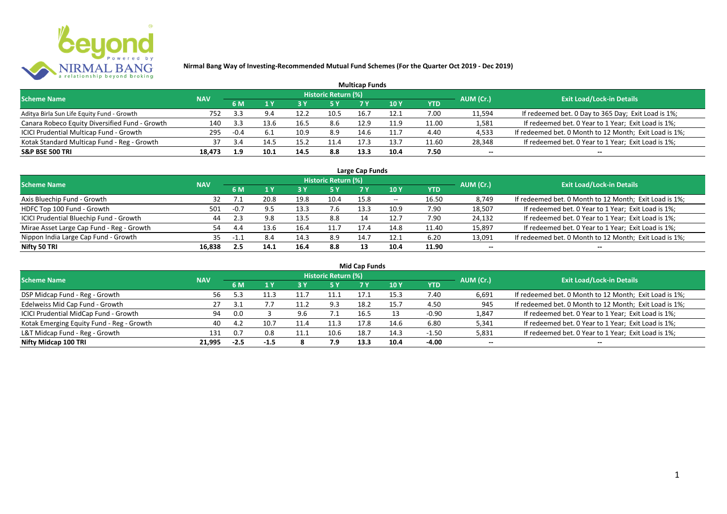# Nirmal Bang Way of Investing-Recommended Mutual Fund Schemes (For the Quarter Oct 2019 - Dec 2019)

## Multicap Funds

| Scheme Name | NAV | Historic Return (%) | | | | | | | AUM (Cr.) | Exit Load/Lock-in Details |
|---|---|---|---|---|---|---|---|---|---|---|
| | | 6 M | 1 Y | 3 Y | 5 Y | 7 Y | 10 Y | YTD | | |
| Aditya Birla Sun Life Equity Fund - Growth | 752 | 3.3 | 9.4 | 12.2 | 10.5 | 16.7 | 12.1 | 7.00 | 11,594 | If redeemed bet. 0 Day to 365 Day; Exit Load is 1%; |
| Canara Robeco Equity Diversified Fund - Growth | 140 | 3.3 | 13.6 | 16.5 | 8.6 | 12.9 | 11.9 | 11.00 | 1,581 | If redeemed bet. 0 Year to 1 Year; Exit Load is 1%; |
| ICICI Prudential Multicap Fund - Growth | 295 | -0.4 | 6.1 | 10.9 | 8.9 | 14.6 | 11.7 | 4.40 | 4,533 | If redeemed bet. 0 Month to 12 Month; Exit Load is 1%; |
| Kotak Standard Multicap Fund - Reg - Growth | 37 | 3.4 | 14.5 | 15.2 | 11.4 | 17.3 | 13.7 | 11.60 | 28,348 | If redeemed bet. 0 Year to 1 Year; Exit Load is 1%; |
| **S&P BSE 500 TRI** | **18,473** | **1.9** | **10.1** | **14.5** | **8.8** | **13.3** | **10.4** | **7.50** | **--** | **--** |

## Large Cap Funds

| Scheme Name | NAV | Historic Return (%) | | | | | | | AUM (Cr.) | Exit Load/Lock-in Details |
|---|---|---|---|---|---|---|---|---|---|---|
| | | 6 M | 1 Y | 3 Y | 5 Y | 7 Y | 10 Y | YTD | | |
| Axis Bluechip Fund - Growth | 32 | 7.1 | 20.8 | 19.8 | 10.4 | 15.8 | -- | 16.50 | 8,749 | If redeemed bet. 0 Month to 12 Month; Exit Load is 1%; |
| HDFC Top 100 Fund - Growth | 501 | -0.7 | 9.5 | 13.3 | 7.6 | 13.3 | 10.9 | 7.90 | 18,507 | If redeemed bet. 0 Year to 1 Year; Exit Load is 1%; |
| ICICI Prudential Bluechip Fund - Growth | 44 | 2.3 | 9.8 | 13.5 | 8.8 | 14 | 12.7 | 7.90 | 24,132 | If redeemed bet. 0 Year to 1 Year; Exit Load is 1%; |
| Mirae Asset Large Cap Fund - Reg - Growth | 54 | 4.4 | 13.6 | 16.4 | 11.7 | 17.4 | 14.8 | 11.40 | 15,897 | If redeemed bet. 0 Year to 1 Year; Exit Load is 1%; |
| Nippon India Large Cap Fund - Growth | 35 | -1.1 | 8.4 | 14.3 | 8.9 | 14.7 | 12.1 | 6.20 | 13,091 | If redeemed bet. 0 Month to 12 Month; Exit Load is 1%; |
| **Nifty 50 TRI** | **16,838** | **2.5** | **14.1** | **16.4** | **8.8** | **13** | **10.4** | **11.90** | **--** | **--** |

## Mid Cap Funds

| Scheme Name | NAV | Historic Return (%) | | | | | | | AUM (Cr.) | Exit Load/Lock-in Details |
|---|---|---|---|---|---|---|---|---|---|---|
| | | 6 M | 1 Y | 3 Y | 5 Y | 7 Y | 10 Y | YTD | | |
| DSP Midcap Fund - Reg - Growth | 56 | 5.3 | 11.3 | 11.7 | 11.1 | 17.1 | 15.3 | 7.40 | 6,691 | If redeemed bet. 0 Month to 12 Month; Exit Load is 1%; |
| Edelweiss Mid Cap Fund - Growth | 27 | 3.1 | 7.7 | 11.2 | 9.3 | 18.2 | 15.7 | 4.50 | 945 | If redeemed bet. 0 Month to 12 Month; Exit Load is 1%; |
| ICICI Prudential MidCap Fund - Growth | 94 | 0.0 | 3 | 9.6 | 7.1 | 16.5 | 13 | -0.90 | 1,847 | If redeemed bet. 0 Year to 1 Year; Exit Load is 1%; |
| Kotak Emerging Equity Fund - Reg - Growth | 40 | 4.2 | 10.7 | 11.4 | 11.3 | 17.8 | 14.6 | 6.80 | 5,341 | If redeemed bet. 0 Year to 1 Year; Exit Load is 1%; |
| L&T Midcap Fund - Reg - Growth | 131 | 0.7 | 0.8 | 11.1 | 10.6 | 18.7 | 14.3 | -1.50 | 5,831 | If redeemed bet. 0 Year to 1 Year; Exit Load is 1%; |
| **Nifty Midcap 100 TRI** | **21,995** | **-2.5** | **-1.5** | **8** | **7.9** | **13.3** | **10.4** | **-4.00** | **--** | **--** |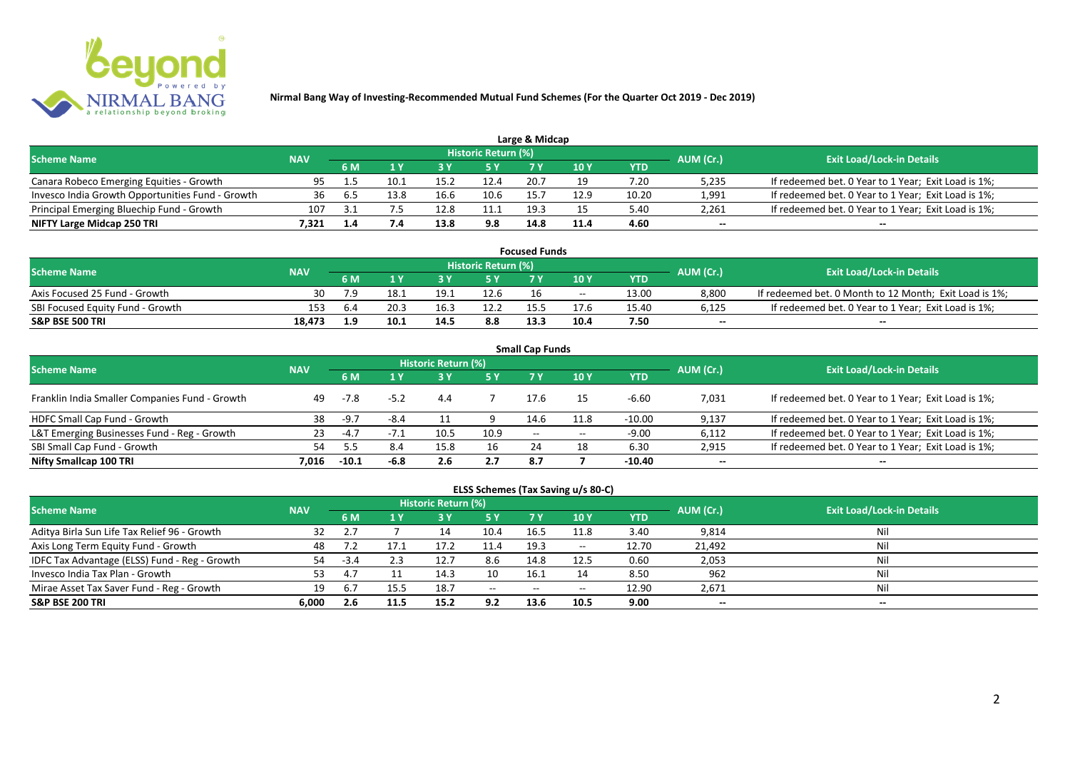# Nirmal Bang Way of Investing-Recommended Mutual Fund Schemes (For the Quarter Oct 2019 - Dec 2019)

## Large & Midcap

| Scheme Name | NAV | Historic Return (%) | | | | | | | AUM (Cr.) | Exit Load/Lock-in Details |
|---|---|---|---|---|---|---|---|---|---|---|
| | | 6 M | 1 Y | 3 Y | 5 Y | 7 Y | 10 Y | YTD | | |
| Canara Robeco Emerging Equities - Growth | 95 | 1.5 | 10.1 | 15.2 | 12.4 | 20.7 | 19 | 7.20 | 5,235 | If redeemed bet. 0 Year to 1 Year; Exit Load is 1%; |
| Invesco India Growth Opportunities Fund - Growth | 36 | 6.5 | 13.8 | 16.6 | 10.6 | 15.7 | 12.9 | 10.20 | 1,991 | If redeemed bet. 0 Year to 1 Year; Exit Load is 1%; |
| Principal Emerging Bluechip Fund - Growth | 107 | 3.1 | 7.5 | 12.8 | 11.1 | 19.3 | 15 | 5.40 | 2,261 | If redeemed bet. 0 Year to 1 Year; Exit Load is 1%; |
| **NIFTY Large Midcap 250 TRI** | **7,321** | **1.4** | **7.4** | **13.8** | **9.8** | **14.8** | **11.4** | **4.60** | **--** | **--** |

## Focused Funds

| Scheme Name | NAV | Historic Return (%) | | | | | | | AUM (Cr.) | Exit Load/Lock-in Details |
|---|---|---|---|---|---|---|---|---|---|---|
| | | 6 M | 1 Y | 3 Y | 5 Y | 7 Y | 10 Y | YTD | | |
| Axis Focused 25 Fund - Growth | 30 | 7.9 | 18.1 | 19.1 | 12.6 | 16 | -- | 13.00 | 8,800 | If redeemed bet. 0 Month to 12 Month; Exit Load is 1%; |
| SBI Focused Equity Fund - Growth | 153 | 6.4 | 20.3 | 16.3 | 12.2 | 15.5 | 17.6 | 15.40 | 6,125 | If redeemed bet. 0 Year to 1 Year; Exit Load is 1%; |
| **S&P BSE 500 TRI** | **18,473** | **1.9** | **10.1** | **14.5** | **8.8** | **13.3** | **10.4** | **7.50** | **--** | **--** |

## Small Cap Funds

| Scheme Name | NAV | Historic Return (%) | | | | | | | AUM (Cr.) | Exit Load/Lock-in Details |
|---|---|---|---|---|---|---|---|---|---|---|
| | | 6 M | 1 Y | 3 Y | 5 Y | 7 Y | 10 Y | YTD | | |
| Franklin India Smaller Companies Fund - Growth | 49 | -7.8 | -5.2 | 4.4 | 7 | 17.6 | 15 | -6.60 | 7,031 | If redeemed bet. 0 Year to 1 Year; Exit Load is 1%; |
| HDFC Small Cap Fund - Growth | 38 | -9.7 | -8.4 | 11 | 9 | 14.6 | 11.8 | -10.00 | 9,137 | If redeemed bet. 0 Year to 1 Year; Exit Load is 1%; |
| L&T Emerging Businesses Fund - Reg - Growth | 23 | -4.7 | -7.1 | 10.5 | 10.9 | -- | -- | -9.00 | 6,112 | If redeemed bet. 0 Year to 1 Year; Exit Load is 1%; |
| SBI Small Cap Fund - Growth | 54 | 5.5 | 8.4 | 15.8 | 16 | 24 | 18 | 6.30 | 2,915 | If redeemed bet. 0 Year to 1 Year; Exit Load is 1%; |
| **Nifty Smallcap 100 TRI** | **7,016** | **-10.1** | **-6.8** | **2.6** | **2.7** | **8.7** | **7** | **-10.40** | **--** | **--** |

## ELSS Schemes (Tax Saving u/s 80-C)

| Scheme Name | NAV | Historic Return (%) | | | | | | | AUM (Cr.) | Exit Load/Lock-in Details |
|---|---|---|---|---|---|---|---|---|---|---|
| | | 6 M | 1 Y | 3 Y | 5 Y | 7 Y | 10 Y | YTD | | |
| Aditya Birla Sun Life Tax Relief 96 - Growth | 32 | 2.7 | 7 | 14 | 10.4 | 16.5 | 11.8 | 3.40 | 9,814 | Nil |
| Axis Long Term Equity Fund - Growth | 48 | 7.2 | 17.1 | 17.2 | 11.4 | 19.3 | -- | 12.70 | 21,492 | Nil |
| IDFC Tax Advantage (ELSS) Fund - Reg - Growth | 54 | -3.4 | 2.3 | 12.7 | 8.6 | 14.8 | 12.5 | 0.60 | 2,053 | Nil |
| Invesco India Tax Plan - Growth | 53 | 4.7 | 11 | 14.3 | 10 | 16.1 | 14 | 8.50 | 962 | Nil |
| Mirae Asset Tax Saver Fund - Reg - Growth | 19 | 6.7 | 15.5 | 18.7 | -- | -- | -- | 12.90 | 2,671 | Nil |
| **S&P BSE 200 TRI** | **6,000** | **2.6** | **11.5** | **15.2** | **9.2** | **13.6** | **10.5** | **9.00** | **--** | **--** |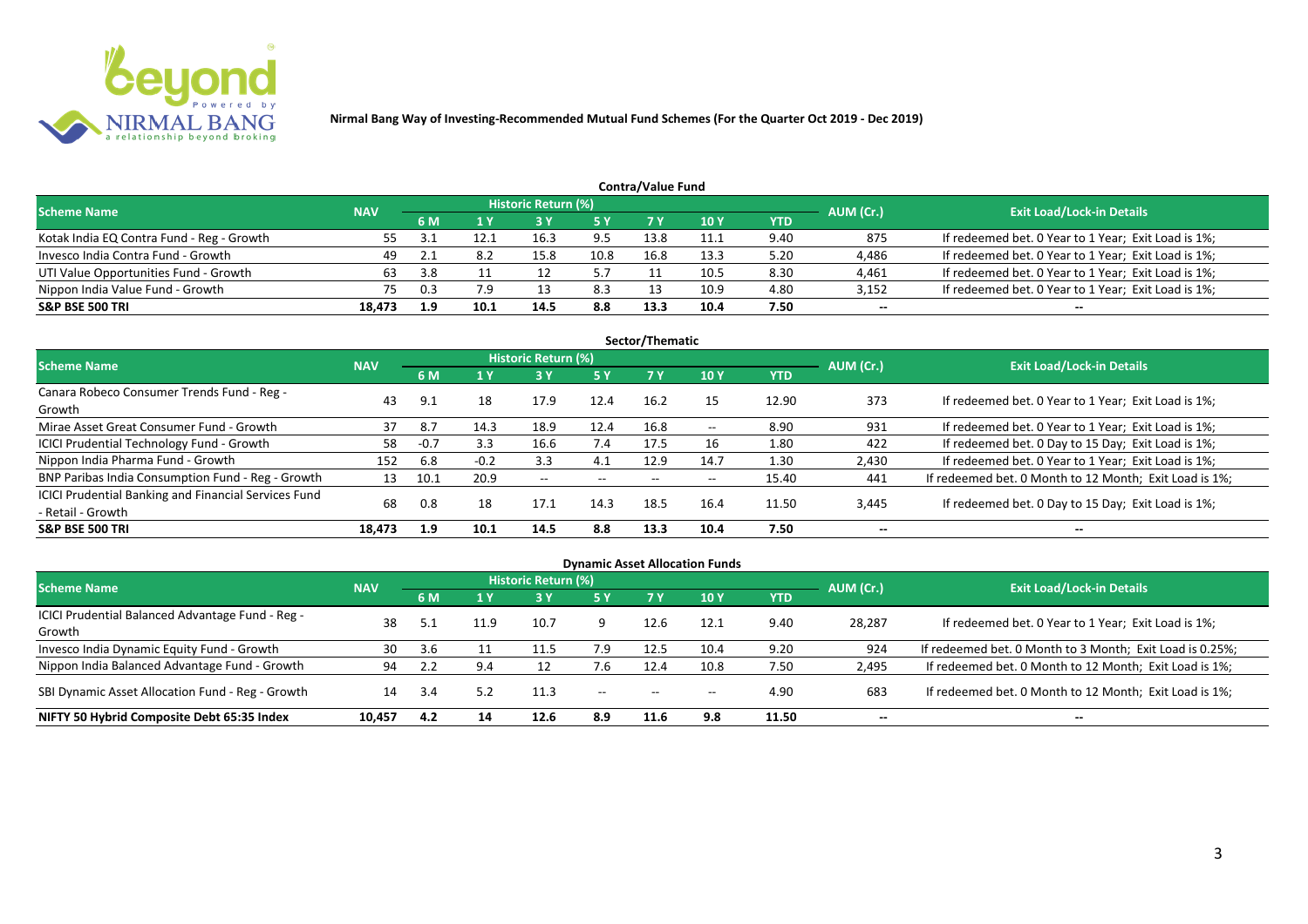**Nirmal Bang Way of Investing-Recommended Mutual Fund Schemes (For the Quarter Oct 2019 - Dec 2019)**

### Contra/Value Fund

| Scheme Name | NAV | Historic Return (%) | | | | | | | AUM (Cr.) | Exit Load/Lock-in Details |
|---|---|---|---|---|---|---|---|---|---|---|
| | | 6 M | 1 Y | 3 Y | 5 Y | 7 Y | 10 Y | YTD | | |
| Kotak India EQ Contra Fund - Reg - Growth | 55 | 3.1 | 12.1 | 16.3 | 9.5 | 13.8 | 11.1 | 9.40 | 875 | If redeemed bet. 0 Year to 1 Year; Exit Load is 1%; |
| Invesco India Contra Fund - Growth | 49 | 2.1 | 8.2 | 15.8 | 10.8 | 16.8 | 13.3 | 5.20 | 4,486 | If redeemed bet. 0 Year to 1 Year; Exit Load is 1%; |
| UTI Value Opportunities Fund - Growth | 63 | 3.8 | 11 | 12 | 5.7 | 11 | 10.5 | 8.30 | 4,461 | If redeemed bet. 0 Year to 1 Year; Exit Load is 1%; |
| Nippon India Value Fund - Growth | 75 | 0.3 | 7.9 | 13 | 8.3 | 13 | 10.9 | 4.80 | 3,152 | If redeemed bet. 0 Year to 1 Year; Exit Load is 1%; |
| **S&P BSE 500 TRI** | **18,473** | **1.9** | **10.1** | **14.5** | **8.8** | **13.3** | **10.4** | **7.50** | **--** | **--** |

### Sector/Thematic

| Scheme Name | NAV | Historic Return (%) | | | | | | | AUM (Cr.) | Exit Load/Lock-in Details |
|---|---|---|---|---|---|---|---|---|---|---|
| | | 6 M | 1 Y | 3 Y | 5 Y | 7 Y | 10 Y | YTD | | |
| Canara Robeco Consumer Trends Fund - Reg - Growth | 43 | 9.1 | 18 | 17.9 | 12.4 | 16.2 | 15 | 12.90 | 373 | If redeemed bet. 0 Year to 1 Year; Exit Load is 1%; |
| Mirae Asset Great Consumer Fund - Growth | 37 | 8.7 | 14.3 | 18.9 | 12.4 | 16.8 | -- | 8.90 | 931 | If redeemed bet. 0 Year to 1 Year; Exit Load is 1%; |
| ICICI Prudential Technology Fund - Growth | 58 | -0.7 | 3.3 | 16.6 | 7.4 | 17.5 | 16 | 1.80 | 422 | If redeemed bet. 0 Day to 15 Day; Exit Load is 1%; |
| Nippon India Pharma Fund - Growth | 152 | 6.8 | -0.2 | 3.3 | 4.1 | 12.9 | 14.7 | 1.30 | 2,430 | If redeemed bet. 0 Year to 1 Year; Exit Load is 1%; |
| BNP Paribas India Consumption Fund - Reg - Growth | 13 | 10.1 | 20.9 | -- | -- | -- | -- | 15.40 | 441 | If redeemed bet. 0 Month to 12 Month; Exit Load is 1%; |
| ICICI Prudential Banking and Financial Services Fund - Retail - Growth | 68 | 0.8 | 18 | 17.1 | 14.3 | 18.5 | 16.4 | 11.50 | 3,445 | If redeemed bet. 0 Day to 15 Day; Exit Load is 1%; |
| **S&P BSE 500 TRI** | **18,473** | **1.9** | **10.1** | **14.5** | **8.8** | **13.3** | **10.4** | **7.50** | **--** | **--** |

### Dynamic Asset Allocation Funds

| Scheme Name | NAV | Historic Return (%) | | | | | | | AUM (Cr.) | Exit Load/Lock-in Details |
|---|---|---|---|---|---|---|---|---|---|---|
| | | 6 M | 1 Y | 3 Y | 5 Y | 7 Y | 10 Y | YTD | | |
| ICICI Prudential Balanced Advantage Fund - Reg - Growth | 38 | 5.1 | 11.9 | 10.7 | 9 | 12.6 | 12.1 | 9.40 | 28,287 | If redeemed bet. 0 Year to 1 Year; Exit Load is 1%; |
| Invesco India Dynamic Equity Fund - Growth | 30 | 3.6 | 11 | 11.5 | 7.9 | 12.5 | 10.4 | 9.20 | 924 | If redeemed bet. 0 Month to 3 Month; Exit Load is 0.25%; |
| Nippon India Balanced Advantage Fund - Growth | 94 | 2.2 | 9.4 | 12 | 7.6 | 12.4 | 10.8 | 7.50 | 2,495 | If redeemed bet. 0 Month to 12 Month; Exit Load is 1%; |
| SBI Dynamic Asset Allocation Fund - Reg - Growth | 14 | 3.4 | 5.2 | 11.3 | -- | -- | -- | 4.90 | 683 | If redeemed bet. 0 Month to 12 Month; Exit Load is 1%; |
| **NIFTY 50 Hybrid Composite Debt 65:35 Index** | **10,457** | **4.2** | **14** | **12.6** | **8.9** | **11.6** | **9.8** | **11.50** | **--** | **--** |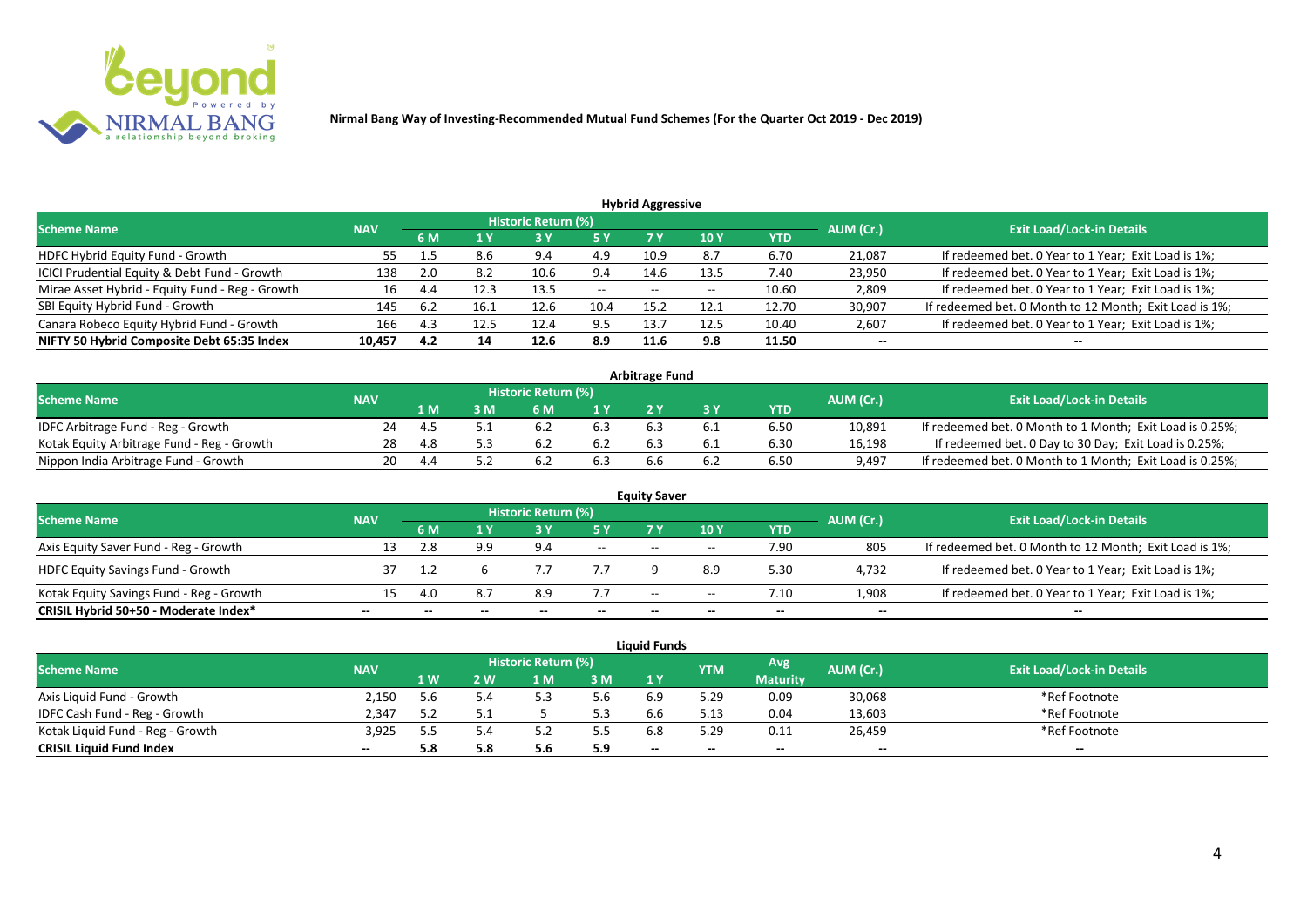**Nirmal Bang Way of Investing-Recommended Mutual Fund Schemes (For the Quarter Oct 2019 - Dec 2019)**

### Hybrid Aggressive

| Scheme Name | NAV | Historic Return (%) | | | | | | | AUM (Cr.) | Exit Load/Lock-in Details |
|---|---|---|---|---|---|---|---|---|---|---|
| | | 6 M | 1 Y | 3 Y | 5 Y | 7 Y | 10 Y | YTD | | |
| HDFC Hybrid Equity Fund - Growth | 55 | 1.5 | 8.6 | 9.4 | 4.9 | 10.9 | 8.7 | 6.70 | 21,087 | If redeemed bet. 0 Year to 1 Year; Exit Load is 1%; |
| ICICI Prudential Equity & Debt Fund - Growth | 138 | 2.0 | 8.2 | 10.6 | 9.4 | 14.6 | 13.5 | 7.40 | 23,950 | If redeemed bet. 0 Year to 1 Year; Exit Load is 1%; |
| Mirae Asset Hybrid - Equity Fund - Reg - Growth | 16 | 4.4 | 12.3 | 13.5 | -- | -- | -- | 10.60 | 2,809 | If redeemed bet. 0 Year to 1 Year; Exit Load is 1%; |
| SBI Equity Hybrid Fund - Growth | 145 | 6.2 | 16.1 | 12.6 | 10.4 | 15.2 | 12.1 | 12.70 | 30,907 | If redeemed bet. 0 Month to 12 Month; Exit Load is 1%; |
| Canara Robeco Equity Hybrid Fund - Growth | 166 | 4.3 | 12.5 | 12.4 | 9.5 | 13.7 | 12.5 | 10.40 | 2,607 | If redeemed bet. 0 Year to 1 Year; Exit Load is 1%; |
| **NIFTY 50 Hybrid Composite Debt 65:35 Index** | **10,457** | **4.2** | **14** | **12.6** | **8.9** | **11.6** | **9.8** | **11.50** | **--** | **--** |

### Arbitrage Fund

| Scheme Name | NAV | Historic Return (%) | | | | | | | AUM (Cr.) | Exit Load/Lock-in Details |
|---|---|---|---|---|---|---|---|---|---|---|
| | | 1 M | 3 M | 6 M | 1 Y | 2 Y | 3 Y | YTD | | |
| IDFC Arbitrage Fund - Reg - Growth | 24 | 4.5 | 5.1 | 6.2 | 6.3 | 6.3 | 6.1 | 6.50 | 10,891 | If redeemed bet. 0 Month to 1 Month; Exit Load is 0.25%; |
| Kotak Equity Arbitrage Fund - Reg - Growth | 28 | 4.8 | 5.3 | 6.2 | 6.2 | 6.3 | 6.1 | 6.30 | 16,198 | If redeemed bet. 0 Day to 30 Day; Exit Load is 0.25%; |
| Nippon India Arbitrage Fund - Growth | 20 | 4.4 | 5.2 | 6.2 | 6.3 | 6.6 | 6.2 | 6.50 | 9,497 | If redeemed bet. 0 Month to 1 Month; Exit Load is 0.25%; |

### Equity Saver

| Scheme Name | NAV | Historic Return (%) | | | | | | | AUM (Cr.) | Exit Load/Lock-in Details |
|---|---|---|---|---|---|---|---|---|---|---|
| | | 6 M | 1 Y | 3 Y | 5 Y | 7 Y | 10 Y | YTD | | |
| Axis Equity Saver Fund - Reg - Growth | 13 | 2.8 | 9.9 | 9.4 | -- | -- | -- | 7.90 | 805 | If redeemed bet. 0 Month to 12 Month; Exit Load is 1%; |
| HDFC Equity Savings Fund - Growth | 37 | 1.2 | 6 | 7.7 | 7.7 | 9 | 8.9 | 5.30 | 4,732 | If redeemed bet. 0 Year to 1 Year; Exit Load is 1%; |
| Kotak Equity Savings Fund - Reg - Growth | 15 | 4.0 | 8.7 | 8.9 | 7.7 | -- | -- | 7.10 | 1,908 | If redeemed bet. 0 Year to 1 Year; Exit Load is 1%; |
| **CRISIL Hybrid 50+50 - Moderate Index*** | **--** | **--** | **--** | **--** | **--** | **--** | **--** | **--** | **--** | **--** |

### Liquid Funds

| Scheme Name | NAV | Historic Return (%) | | | | | YTM | Avg Maturity | AUM (Cr.) | Exit Load/Lock-in Details |
|---|---|---|---|---|---|---|---|---|---|---|
| | | 1 W | 2 W | 1 M | 3 M | 1 Y | | | | |
| Axis Liquid Fund - Growth | 2,150 | 5.6 | 5.4 | 5.3 | 5.6 | 6.9 | 5.29 | 0.09 | 30,068 | *Ref Footnote |
| IDFC Cash Fund - Reg - Growth | 2,347 | 5.2 | 5.1 | 5 | 5.3 | 6.6 | 5.13 | 0.04 | 13,603 | *Ref Footnote |
| Kotak Liquid Fund - Reg - Growth | 3,925 | 5.5 | 5.4 | 5.2 | 5.5 | 6.8 | 5.29 | 0.11 | 26,459 | *Ref Footnote |
| **CRISIL Liquid Fund Index** | **--** | **5.8** | **5.8** | **5.6** | **5.9** | **--** | **--** | **--** | **--** | **--** |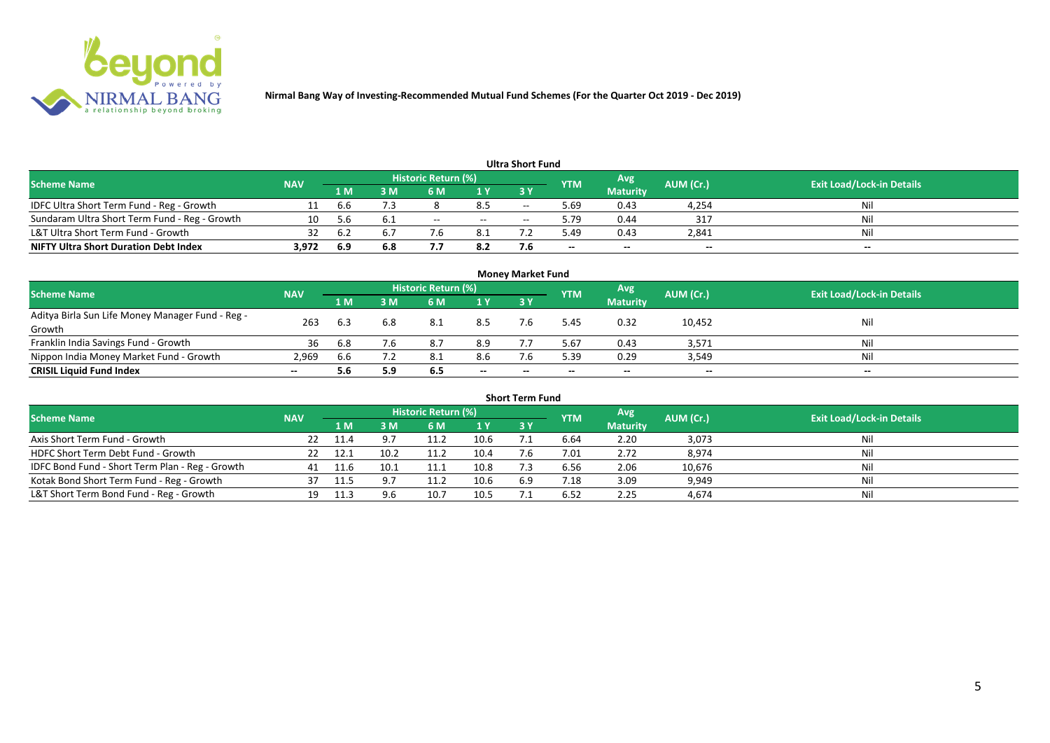**Nirmal Bang Way of Investing-Recommended Mutual Fund Schemes (For the Quarter Oct 2019 - Dec 2019)**

## Ultra Short Fund

| Scheme Name | NAV | Historic Return (%) | | | | | YTM | Avg Maturity | AUM (Cr.) | Exit Load/Lock-in Details |
|---|---|---|---|---|---|---|---|---|---|---|
| | | 1 M | 3 M | 6 M | 1 Y | 3 Y | | | | |
| IDFC Ultra Short Term Fund - Reg - Growth | 11 | 6.6 | 7.3 | 8 | 8.5 | -- | 5.69 | 0.43 | 4,254 | Nil |
| Sundaram Ultra Short Term Fund - Reg - Growth | 10 | 5.6 | 6.1 | -- | -- | -- | 5.79 | 0.44 | 317 | Nil |
| L&T Ultra Short Term Fund - Growth | 32 | 6.2 | 6.7 | 7.6 | 8.1 | 7.2 | 5.49 | 0.43 | 2,841 | Nil |
| **NIFTY Ultra Short Duration Debt Index** | **3,972** | **6.9** | **6.8** | **7.7** | **8.2** | **7.6** | **--** | **--** | **--** | **--** |

## Money Market Fund

| Scheme Name | NAV | Historic Return (%) | | | | | YTM | Avg Maturity | AUM (Cr.) | Exit Load/Lock-in Details |
|---|---|---|---|---|---|---|---|---|---|---|
| | | 1 M | 3 M | 6 M | 1 Y | 3 Y | | | | |
| Aditya Birla Sun Life Money Manager Fund - Reg - Growth | 263 | 6.3 | 6.8 | 8.1 | 8.5 | 7.6 | 5.45 | 0.32 | 10,452 | Nil |
| Franklin India Savings Fund - Growth | 36 | 6.8 | 7.6 | 8.7 | 8.9 | 7.7 | 5.67 | 0.43 | 3,571 | Nil |
| Nippon India Money Market Fund - Growth | 2,969 | 6.6 | 7.2 | 8.1 | 8.6 | 7.6 | 5.39 | 0.29 | 3,549 | Nil |
| **CRISIL Liquid Fund Index** | **--** | **5.6** | **5.9** | **6.5** | **--** | **--** | **--** | **--** | **--** | **--** |

## Short Term Fund

| Scheme Name | NAV | Historic Return (%) | | | | | YTM | Avg Maturity | AUM (Cr.) | Exit Load/Lock-in Details |
|---|---|---|---|---|---|---|---|---|---|---|
| | | 1 M | 3 M | 6 M | 1 Y | 3 Y | | | | |
| Axis Short Term Fund - Growth | 22 | 11.4 | 9.7 | 11.2 | 10.6 | 7.1 | 6.64 | 2.20 | 3,073 | Nil |
| HDFC Short Term Debt Fund - Growth | 22 | 12.1 | 10.2 | 11.2 | 10.4 | 7.6 | 7.01 | 2.72 | 8,974 | Nil |
| IDFC Bond Fund - Short Term Plan - Reg - Growth | 41 | 11.6 | 10.1 | 11.1 | 10.8 | 7.3 | 6.56 | 2.06 | 10,676 | Nil |
| Kotak Bond Short Term Fund - Reg - Growth | 37 | 11.5 | 9.7 | 11.2 | 10.6 | 6.9 | 7.18 | 3.09 | 9,949 | Nil |
| L&T Short Term Bond Fund - Reg - Growth | 19 | 11.3 | 9.6 | 10.7 | 10.5 | 7.1 | 6.52 | 2.25 | 4,674 | Nil |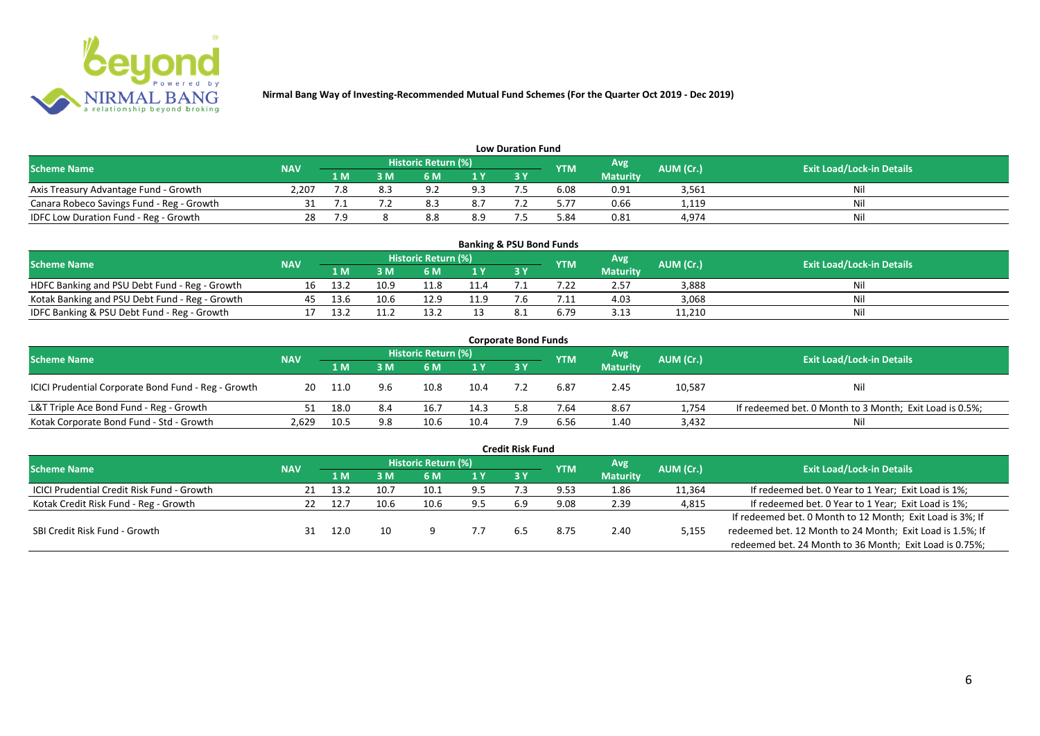**Nirmal Bang Way of Investing-Recommended Mutual Fund Schemes (For the Quarter Oct 2019 - Dec 2019)**

## Low Duration Fund

| Scheme Name | NAV | Historic Return (%) | | | | | YTM | Avg Maturity | AUM (Cr.) | Exit Load/Lock-in Details |
|---|---|---|---|---|---|---|---|---|---|---|
| | | 1 M | 3 M | 6 M | 1 Y | 3 Y | | | | |
| Axis Treasury Advantage Fund - Growth | 2,207 | 7.8 | 8.3 | 9.2 | 9.3 | 7.5 | 6.08 | 0.91 | 3,561 | Nil |
| Canara Robeco Savings Fund - Reg - Growth | 31 | 7.1 | 7.2 | 8.3 | 8.7 | 7.2 | 5.77 | 0.66 | 1,119 | Nil |
| IDFC Low Duration Fund - Reg - Growth | 28 | 7.9 | 8 | 8.8 | 8.9 | 7.5 | 5.84 | 0.81 | 4,974 | Nil |

## Banking & PSU Bond Funds

| Scheme Name | NAV | Historic Return (%) | | | | | YTM | Avg Maturity | AUM (Cr.) | Exit Load/Lock-in Details |
|---|---|---|---|---|---|---|---|---|---|---|
| | | 1 M | 3 M | 6 M | 1 Y | 3 Y | | | | |
| HDFC Banking and PSU Debt Fund - Reg - Growth | 16 | 13.2 | 10.9 | 11.8 | 11.4 | 7.1 | 7.22 | 2.57 | 3,888 | Nil |
| Kotak Banking and PSU Debt Fund - Reg - Growth | 45 | 13.6 | 10.6 | 12.9 | 11.9 | 7.6 | 7.11 | 4.03 | 3,068 | Nil |
| IDFC Banking & PSU Debt Fund - Reg - Growth | 17 | 13.2 | 11.2 | 13.2 | 13 | 8.1 | 6.79 | 3.13 | 11,210 | Nil |

## Corporate Bond Funds

| Scheme Name | NAV | Historic Return (%) | | | | | YTM | Avg Maturity | AUM (Cr.) | Exit Load/Lock-in Details |
|---|---|---|---|---|---|---|---|---|---|---|
| | | 1 M | 3 M | 6 M | 1 Y | 3 Y | | | | |
| ICICI Prudential Corporate Bond Fund - Reg - Growth | 20 | 11.0 | 9.6 | 10.8 | 10.4 | 7.2 | 6.87 | 2.45 | 10,587 | Nil |
| L&T Triple Ace Bond Fund - Reg - Growth | 51 | 18.0 | 8.4 | 16.7 | 14.3 | 5.8 | 7.64 | 8.67 | 1,754 | If redeemed bet. 0 Month to 3 Month; Exit Load is 0.5%; |
| Kotak Corporate Bond Fund - Std - Growth | 2,629 | 10.5 | 9.8 | 10.6 | 10.4 | 7.9 | 6.56 | 1.40 | 3,432 | Nil |

## Credit Risk Fund

| Scheme Name | NAV | Historic Return (%) | | | | | YTM | Avg Maturity | AUM (Cr.) | Exit Load/Lock-in Details |
|---|---|---|---|---|---|---|---|---|---|---|
| | | 1 M | 3 M | 6 M | 1 Y | 3 Y | | | | |
| ICICI Prudential Credit Risk Fund - Growth | 21 | 13.2 | 10.7 | 10.1 | 9.5 | 7.3 | 9.53 | 1.86 | 11,364 | If redeemed bet. 0 Year to 1 Year; Exit Load is 1%; |
| Kotak Credit Risk Fund - Reg - Growth | 22 | 12.7 | 10.6 | 10.6 | 9.5 | 6.9 | 9.08 | 2.39 | 4,815 | If redeemed bet. 0 Year to 1 Year; Exit Load is 1%; |
| SBI Credit Risk Fund - Growth | 31 | 12.0 | 10 | 9 | 7.7 | 6.5 | 8.75 | 2.40 | 5,155 | If redeemed bet. 0 Month to 12 Month; Exit Load is 3%; If redeemed bet. 12 Month to 24 Month; Exit Load is 1.5%; If redeemed bet. 24 Month to 36 Month; Exit Load is 0.75%; |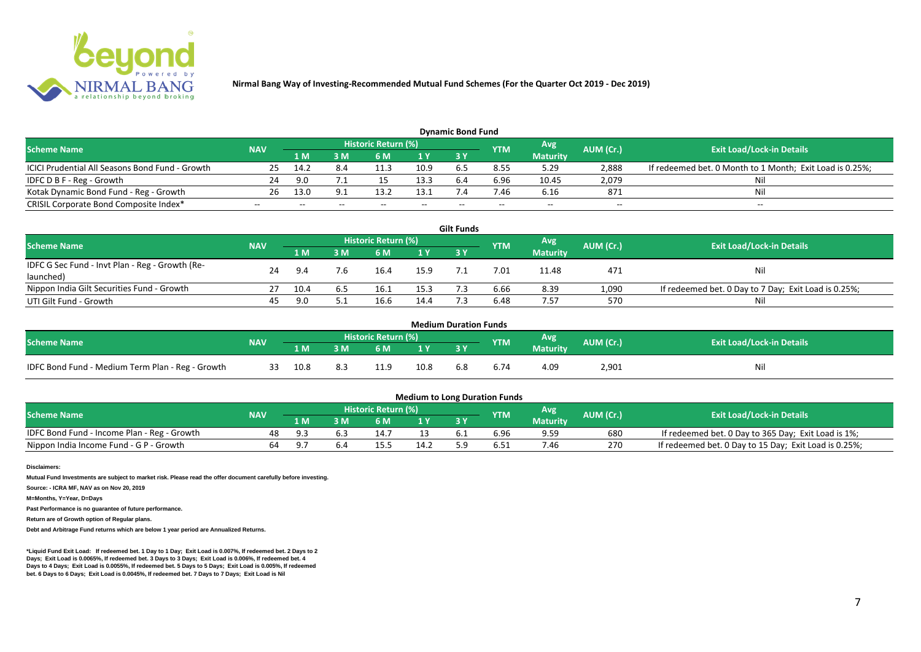**Nirmal Bang Way of Investing-Recommended Mutual Fund Schemes (For the Quarter Oct 2019 - Dec 2019)**

## Dynamic Bond Fund

| Scheme Name | NAV | Historic Return (%) | | | | | YTM | Avg Maturity | AUM (Cr.) | Exit Load/Lock-in Details |
|---|---|---|---|---|---|---|---|---|---|---|
| | | 1 M | 3 M | 6 M | 1 Y | 3 Y | | | | |
| ICICI Prudential All Seasons Bond Fund - Growth | 25 | 14.2 | 8.4 | 11.3 | 10.9 | 6.5 | 8.55 | 5.29 | 2,888 | If redeemed bet. 0 Month to 1 Month; Exit Load is 0.25%; |
| IDFC D B F - Reg - Growth | 24 | 9.0 | 7.1 | 15 | 13.3 | 6.4 | 6.96 | 10.45 | 2,079 | Nil |
| Kotak Dynamic Bond Fund - Reg - Growth | 26 | 13.0 | 9.1 | 13.2 | 13.1 | 7.4 | 7.46 | 6.16 | 871 | Nil |
| CRISIL Corporate Bond Composite Index* | -- | -- | -- | -- | -- | -- | -- | -- | -- | -- |

## Gilt Funds

| Scheme Name | NAV | Historic Return (%) | | | | | YTM | Avg Maturity | AUM (Cr.) | Exit Load/Lock-in Details |
|---|---|---|---|---|---|---|---|---|---|---|
| | | 1 M | 3 M | 6 M | 1 Y | 3 Y | | | | |
| IDFC G Sec Fund - Invt Plan - Reg - Growth (Re-launched) | 24 | 9.4 | 7.6 | 16.4 | 15.9 | 7.1 | 7.01 | 11.48 | 471 | Nil |
| Nippon India Gilt Securities Fund - Growth | 27 | 10.4 | 6.5 | 16.1 | 15.3 | 7.3 | 6.66 | 8.39 | 1,090 | If redeemed bet. 0 Day to 7 Day; Exit Load is 0.25%; |
| UTI Gilt Fund - Growth | 45 | 9.0 | 5.1 | 16.6 | 14.4 | 7.3 | 6.48 | 7.57 | 570 | Nil |

## Medium Duration Funds

| Scheme Name | NAV | Historic Return (%) | | | | | YTM | Avg Maturity | AUM (Cr.) | Exit Load/Lock-in Details |
|---|---|---|---|---|---|---|---|---|---|---|
| | | 1 M | 3 M | 6 M | 1 Y | 3 Y | | | | |
| IDFC Bond Fund - Medium Term Plan - Reg - Growth | 33 | 10.8 | 8.3 | 11.9 | 10.8 | 6.8 | 6.74 | 4.09 | 2,901 | Nil |

## Medium to Long Duration Funds

| Scheme Name | NAV | Historic Return (%) | | | | | YTM | Avg Maturity | AUM (Cr.) | Exit Load/Lock-in Details |
|---|---|---|---|---|---|---|---|---|---|---|
| | | 1 M | 3 M | 6 M | 1 Y | 3 Y | | | | |
| IDFC Bond Fund - Income Plan - Reg - Growth | 48 | 9.3 | 6.3 | 14.7 | 13 | 6.1 | 6.96 | 9.59 | 680 | If redeemed bet. 0 Day to 365 Day; Exit Load is 1%; |
| Nippon India Income Fund - G P - Growth | 64 | 9.7 | 6.4 | 15.5 | 14.2 | 5.9 | 6.51 | 7.46 | 270 | If redeemed bet. 0 Day to 15 Day; Exit Load is 0.25%; |

**Disclaimers:**

**Mutual Fund Investments are subject to market risk. Please read the offer document carefully before investing.**

**Source: - ICRA MF, NAV as on Nov 20, 2019**

**M=Months, Y=Year, D=Days**

**Past Performance is no guarantee of future performance.**

**Return are of Growth option of Regular plans.**

**Debt and Arbitrage Fund returns which are below 1 year period are Annualized Returns.**

**\*Liquid Fund Exit Load: If redeemed bet. 1 Day to 1 Day; Exit Load is 0.007%, If redeemed bet. 2 Days to 2 Days; Exit Load is 0.0065%, If redeemed bet. 3 Days to 3 Days; Exit Load is 0.006%, If redeemed bet. 4 Days to 4 Days; Exit Load is 0.0055%, If redeemed bet. 5 Days to 5 Days; Exit Load is 0.005%, If redeemed bet. 6 Days to 6 Days; Exit Load is 0.0045%, If redeemed bet. 7 Days to 7 Days; Exit Load is Nil**